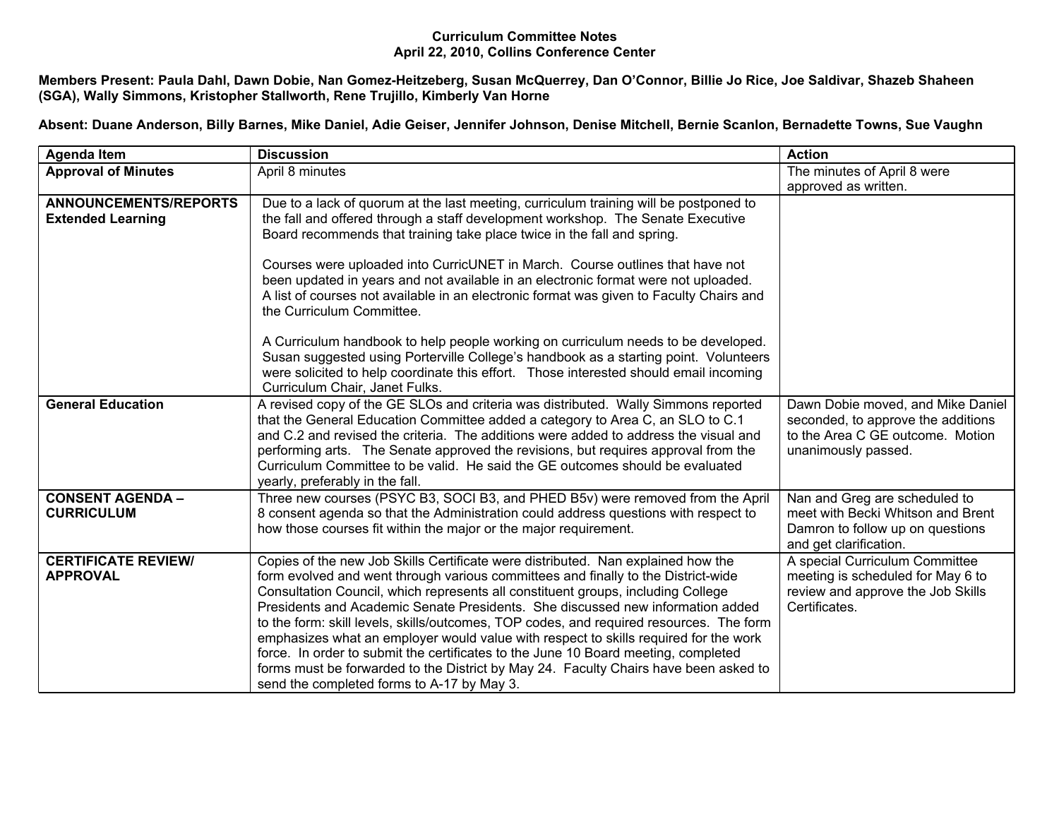**Curriculum Committee Notes**
**April 22, 2010, Collins Conference Center**

**Members Present: Paula Dahl, Dawn Dobie, Nan Gomez-Heitzeberg, Susan McQuerrey, Dan O'Connor, Billie Jo Rice, Joe Saldivar, Shazeb Shaheen (SGA), Wally Simmons, Kristopher Stallworth, Rene Trujillo, Kimberly Van Horne**

**Absent: Duane Anderson, Billy Barnes, Mike Daniel, Adie Geiser, Jennifer Johnson, Denise Mitchell, Bernie Scanlon, Bernadette Towns, Sue Vaughn**

| Agenda Item | Discussion | Action |
|---|---|---|
| **Approval of Minutes** | April 8 minutes | The minutes of April 8 were approved as written. |
| **ANNOUNCEMENTS/REPORTS Extended Learning** | Due to a lack of quorum at the last meeting, curriculum training will be postponed to the fall and offered through a staff development workshop. The Senate Executive Board recommends that training take place twice in the fall and spring.<br><br>Courses were uploaded into CurricUNET in March. Course outlines that have not been updated in years and not available in an electronic format were not uploaded. A list of courses not available in an electronic format was given to Faculty Chairs and the Curriculum Committee.<br><br>A Curriculum handbook to help people working on curriculum needs to be developed. Susan suggested using Porterville College's handbook as a starting point. Volunteers were solicited to help coordinate this effort. Those interested should email incoming Curriculum Chair, Janet Fulks. | |
| **General Education** | A revised copy of the GE SLOs and criteria was distributed. Wally Simmons reported that the General Education Committee added a category to Area C, an SLO to C.1 and C.2 and revised the criteria. The additions were added to address the visual and performing arts. The Senate approved the revisions, but requires approval from the Curriculum Committee to be valid. He said the GE outcomes should be evaluated yearly, preferably in the fall. | Dawn Dobie moved, and Mike Daniel seconded, to approve the additions to the Area C GE outcome. Motion unanimously passed. |
| **CONSENT AGENDA – CURRICULUM** | Three new courses (PSYC B3, SOCI B3, and PHED B5v) were removed from the April 8 consent agenda so that the Administration could address questions with respect to how those courses fit within the major or the major requirement. | Nan and Greg are scheduled to meet with Becki Whitson and Brent Damron to follow up on questions and get clarification. |
| **CERTIFICATE REVIEW/ APPROVAL** | Copies of the new Job Skills Certificate were distributed. Nan explained how the form evolved and went through various committees and finally to the District-wide Consultation Council, which represents all constituent groups, including College Presidents and Academic Senate Presidents. She discussed new information added to the form: skill levels, skills/outcomes, TOP codes, and required resources. The form emphasizes what an employer would value with respect to skills required for the work force. In order to submit the certificates to the June 10 Board meeting, completed forms must be forwarded to the District by May 24. Faculty Chairs have been asked to send the completed forms to A-17 by May 3. | A special Curriculum Committee meeting is scheduled for May 6 to review and approve the Job Skills Certificates. |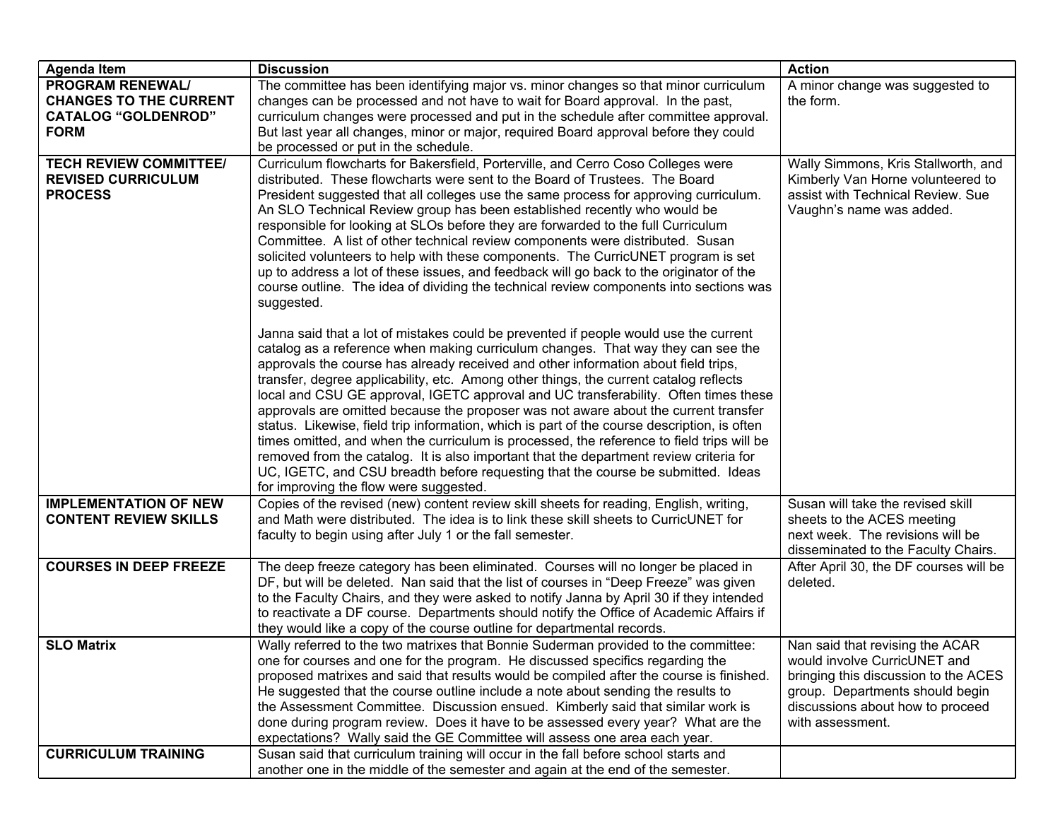| Agenda Item | Discussion | Action |
|---|---|---|
| **PROGRAM RENEWAL/ CHANGES TO THE CURRENT CATALOG "GOLDENROD" FORM** | The committee has been identifying major vs. minor changes so that minor curriculum changes can be processed and not have to wait for Board approval. In the past, curriculum changes were processed and put in the schedule after committee approval. But last year all changes, minor or major, required Board approval before they could be processed or put in the schedule. | A minor change was suggested to the form. |
| **TECH REVIEW COMMITTEE/ REVISED CURRICULUM PROCESS** | Curriculum flowcharts for Bakersfield, Porterville, and Cerro Coso Colleges were distributed. These flowcharts were sent to the Board of Trustees. The Board President suggested that all colleges use the same process for approving curriculum. An SLO Technical Review group has been established recently who would be responsible for looking at SLOs before they are forwarded to the full Curriculum Committee. A list of other technical review components were distributed. Susan solicited volunteers to help with these components. The CurricUNET program is set up to address a lot of these issues, and feedback will go back to the originator of the course outline. The idea of dividing the technical review components into sections was suggested.<br><br>Janna said that a lot of mistakes could be prevented if people would use the current catalog as a reference when making curriculum changes. That way they can see the approvals the course has already received and other information about field trips, transfer, degree applicability, etc. Among other things, the current catalog reflects local and CSU GE approval, IGETC approval and UC transferability. Often times these approvals are omitted because the proposer was not aware about the current transfer status. Likewise, field trip information, which is part of the course description, is often times omitted, and when the curriculum is processed, the reference to field trips will be removed from the catalog. It is also important that the department review criteria for UC, IGETC, and CSU breadth before requesting that the course be submitted. Ideas for improving the flow were suggested. | Wally Simmons, Kris Stallworth, and Kimberly Van Horne volunteered to assist with Technical Review. Sue Vaughn's name was added. |
| **IMPLEMENTATION OF NEW CONTENT REVIEW SKILLS** | Copies of the revised (new) content review skill sheets for reading, English, writing, and Math were distributed. The idea is to link these skill sheets to CurricUNET for faculty to begin using after July 1 or the fall semester. | Susan will take the revised skill sheets to the ACES meeting next week. The revisions will be disseminated to the Faculty Chairs. |
| **COURSES IN DEEP FREEZE** | The deep freeze category has been eliminated. Courses will no longer be placed in DF, but will be deleted. Nan said that the list of courses in "Deep Freeze" was given to the Faculty Chairs, and they were asked to notify Janna by April 30 if they intended to reactivate a DF course. Departments should notify the Office of Academic Affairs if they would like a copy of the course outline for departmental records. | After April 30, the DF courses will be deleted. |
| **SLO Matrix** | Wally referred to the two matrixes that Bonnie Suderman provided to the committee: one for courses and one for the program. He discussed specifics regarding the proposed matrixes and said that results would be compiled after the course is finished. He suggested that the course outline include a note about sending the results to the Assessment Committee. Discussion ensued. Kimberly said that similar work is done during program review. Does it have to be assessed every year? What are the expectations? Wally said the GE Committee will assess one area each year. | Nan said that revising the ACAR would involve CurricUNET and bringing this discussion to the ACES group. Departments should begin discussions about how to proceed with assessment. |
| **CURRICULUM TRAINING** | Susan said that curriculum training will occur in the fall before school starts and another one in the middle of the semester and again at the end of the semester. | |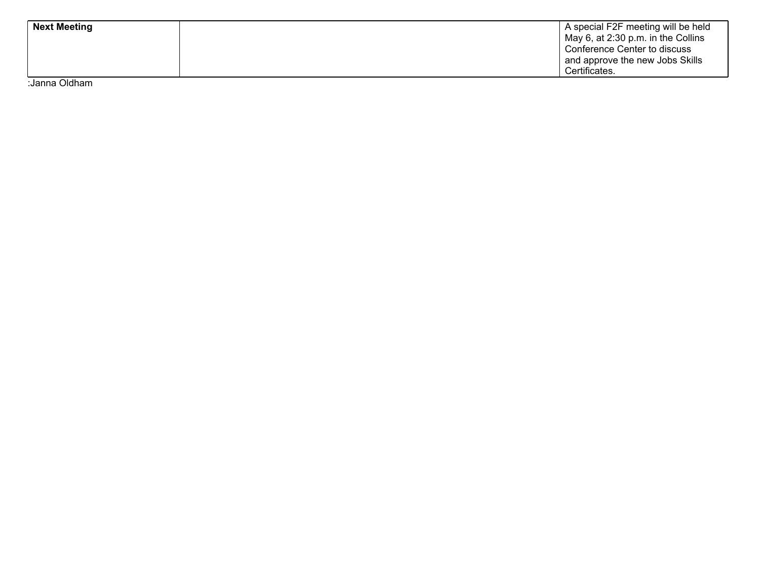| | | |
|---|---|---|
| **Next Meeting** | | A special F2F meeting will be held May 6, at 2:30 p.m. in the Collins Conference Center to discuss and approve the new Jobs Skills Certificates. |

:Janna Oldham